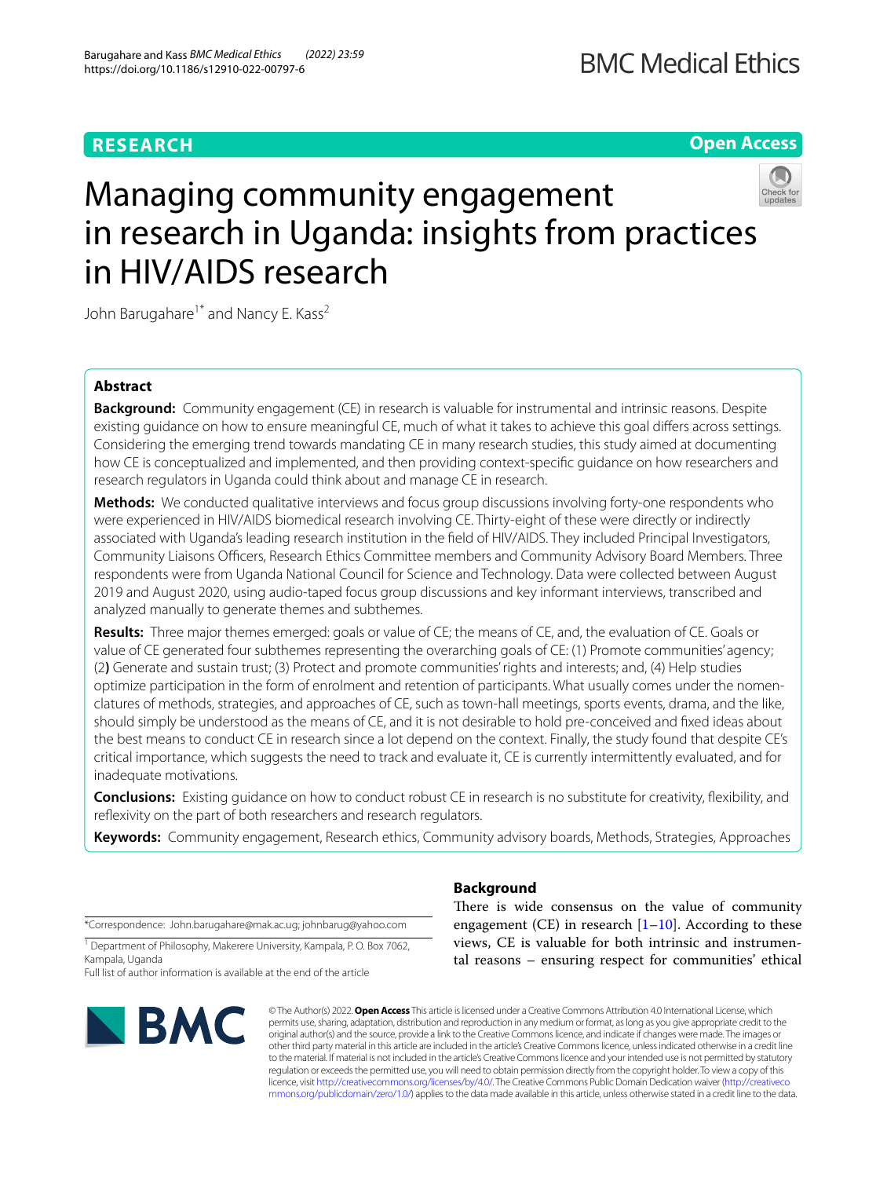**RESEARCH**

**Open Access**

# Managing community engagement in research in Uganda: insights from practices in HIV/AIDS research

John Barugahare[1*] and Nancy E. Kass[2]

## Abstract

**Background:** Community engagement (CE) in research is valuable for instrumental and intrinsic reasons. Despite existing guidance on how to ensure meaningful CE, much of what it takes to achieve this goal differs across settings. Considering the emerging trend towards mandating CE in many research studies, this study aimed at documenting how CE is conceptualized and implemented, and then providing context-specific guidance on how researchers and research regulators in Uganda could think about and manage CE in research.

**Methods:** We conducted qualitative interviews and focus group discussions involving forty-one respondents who were experienced in HIV/AIDS biomedical research involving CE. Thirty-eight of these were directly or indirectly associated with Uganda's leading research institution in the field of HIV/AIDS. They included Principal Investigators, Community Liaisons Officers, Research Ethics Committee members and Community Advisory Board Members. Three respondents were from Uganda National Council for Science and Technology. Data were collected between August 2019 and August 2020, using audio-taped focus group discussions and key informant interviews, transcribed and analyzed manually to generate themes and subthemes.

**Results:** Three major themes emerged: goals or value of CE; the means of CE, and, the evaluation of CE. Goals or value of CE generated four subthemes representing the overarching goals of CE: (1) Promote communities' agency; (2**)** Generate and sustain trust; (3) Protect and promote communities' rights and interests; and, (4) Help studies optimize participation in the form of enrolment and retention of participants. What usually comes under the nomenclatures of methods, strategies, and approaches of CE, such as town-hall meetings, sports events, drama, and the like, should simply be understood as the means of CE, and it is not desirable to hold pre-conceived and fixed ideas about the best means to conduct CE in research since a lot depend on the context. Finally, the study found that despite CE's critical importance, which suggests the need to track and evaluate it, CE is currently intermittently evaluated, and for inadequate motivations.

**Conclusions:** Existing guidance on how to conduct robust CE in research is no substitute for creativity, flexibility, and reflexivity on the part of both researchers and research regulators.

**Keywords:** Community engagement, Research ethics, Community advisory boards, Methods, Strategies, Approaches

## Background

There is wide consensus on the value of community engagement (CE) in research [1–10]. According to these views, CE is valuable for both intrinsic and instrumental reasons – ensuring respect for communities' ethical

*Correspondence: John.barugahare@mak.ac.ug; johnbarug@yahoo.com

[1] Department of Philosophy, Makerere University, Kampala, P. O. Box 7062, Kampala, Uganda

Full list of author information is available at the end of the article

© The Author(s) 2022. **Open Access** This article is licensed under a Creative Commons Attribution 4.0 International License, which permits use, sharing, adaptation, distribution and reproduction in any medium or format, as long as you give appropriate credit to the original author(s) and the source, provide a link to the Creative Commons licence, and indicate if changes were made. The images or other third party material in this article are included in the article's Creative Commons licence, unless indicated otherwise in a credit line to the material. If material is not included in the article's Creative Commons licence and your intended use is not permitted by statutory regulation or exceeds the permitted use, you will need to obtain permission directly from the copyright holder. To view a copy of this licence, visit http://creativecommons.org/licenses/by/4.0/. The Creative Commons Public Domain Dedication waiver (http://creativecommons.org/publicdomain/zero/1.0/) applies to the data made available in this article, unless otherwise stated in a credit line to the data.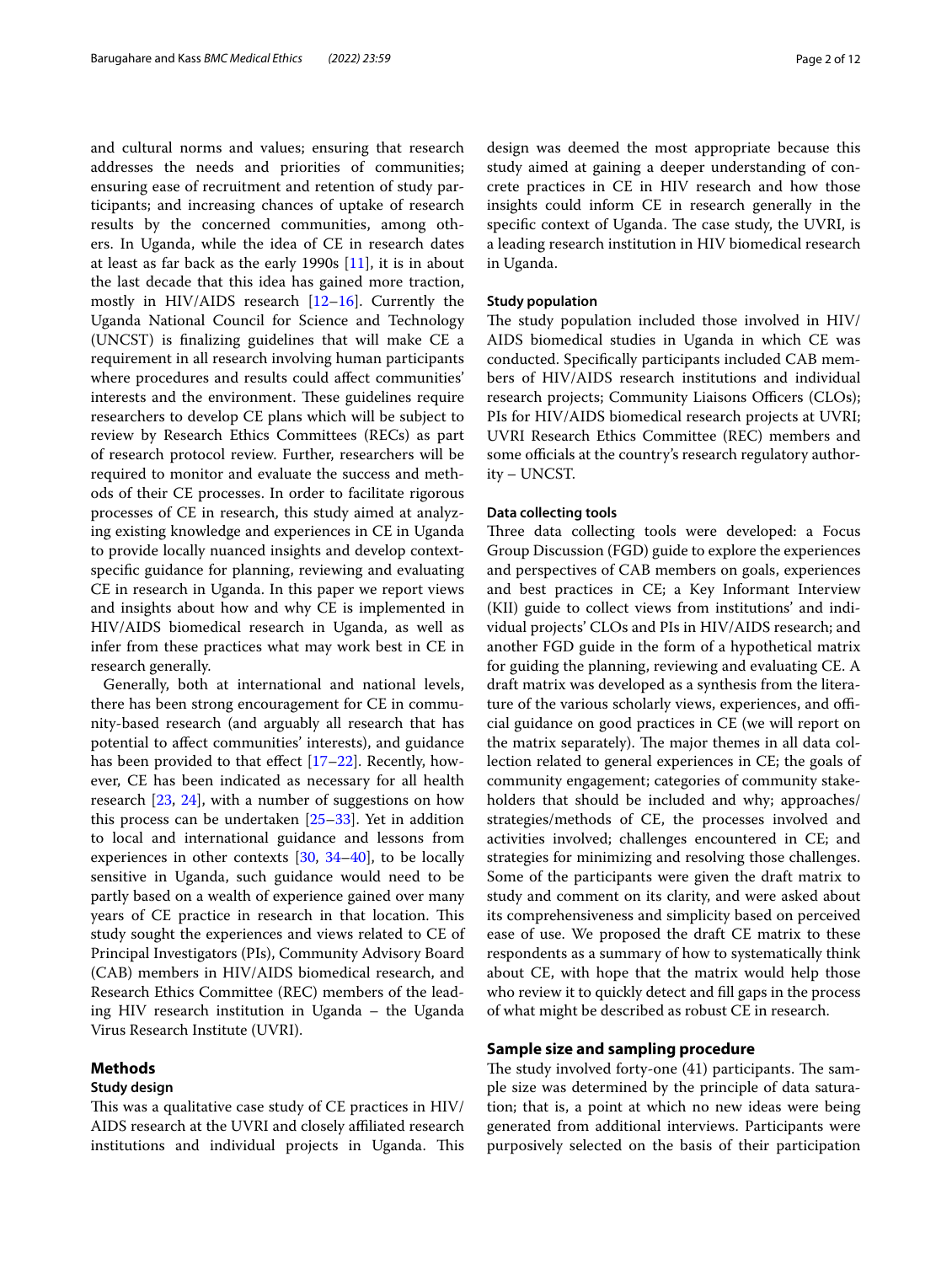and cultural norms and values; ensuring that research addresses the needs and priorities of communities; ensuring ease of recruitment and retention of study participants; and increasing chances of uptake of research results by the concerned communities, among others. In Uganda, while the idea of CE in research dates at least as far back as the early 1990s [11], it is in about the last decade that this idea has gained more traction, mostly in HIV/AIDS research [12–16]. Currently the Uganda National Council for Science and Technology (UNCST) is finalizing guidelines that will make CE a requirement in all research involving human participants where procedures and results could affect communities' interests and the environment. These guidelines require researchers to develop CE plans which will be subject to review by Research Ethics Committees (RECs) as part of research protocol review. Further, researchers will be required to monitor and evaluate the success and methods of their CE processes. In order to facilitate rigorous processes of CE in research, this study aimed at analyzing existing knowledge and experiences in CE in Uganda to provide locally nuanced insights and develop context-specific guidance for planning, reviewing and evaluating CE in research in Uganda. In this paper we report views and insights about how and why CE is implemented in HIV/AIDS biomedical research in Uganda, as well as infer from these practices what may work best in CE in research generally.

Generally, both at international and national levels, there has been strong encouragement for CE in community-based research (and arguably all research that has potential to affect communities' interests), and guidance has been provided to that effect [17–22]. Recently, however, CE has been indicated as necessary for all health research [23, 24], with a number of suggestions on how this process can be undertaken [25–33]. Yet in addition to local and international guidance and lessons from experiences in other contexts [30, 34–40], to be locally sensitive in Uganda, such guidance would need to be partly based on a wealth of experience gained over many years of CE practice in research in that location. This study sought the experiences and views related to CE of Principal Investigators (PIs), Community Advisory Board (CAB) members in HIV/AIDS biomedical research, and Research Ethics Committee (REC) members of the leading HIV research institution in Uganda – the Uganda Virus Research Institute (UVRI).

## Methods

### Study design

This was a qualitative case study of CE practices in HIV/AIDS research at the UVRI and closely affiliated research institutions and individual projects in Uganda. This design was deemed the most appropriate because this study aimed at gaining a deeper understanding of concrete practices in CE in HIV research and how those insights could inform CE in research generally in the specific context of Uganda. The case study, the UVRI, is a leading research institution in HIV biomedical research in Uganda.

### Study population

The study population included those involved in HIV/AIDS biomedical studies in Uganda in which CE was conducted. Specifically participants included CAB members of HIV/AIDS research institutions and individual research projects; Community Liaisons Officers (CLOs); PIs for HIV/AIDS biomedical research projects at UVRI; UVRI Research Ethics Committee (REC) members and some officials at the country's research regulatory authority – UNCST.

### Data collecting tools

Three data collecting tools were developed: a Focus Group Discussion (FGD) guide to explore the experiences and perspectives of CAB members on goals, experiences and best practices in CE; a Key Informant Interview (KII) guide to collect views from institutions' and individual projects' CLOs and PIs in HIV/AIDS research; and another FGD guide in the form of a hypothetical matrix for guiding the planning, reviewing and evaluating CE. A draft matrix was developed as a synthesis from the literature of the various scholarly views, experiences, and official guidance on good practices in CE (we will report on the matrix separately). The major themes in all data collection related to general experiences in CE; the goals of community engagement; categories of community stakeholders that should be included and why; approaches/strategies/methods of CE, the processes involved and activities involved; challenges encountered in CE; and strategies for minimizing and resolving those challenges. Some of the participants were given the draft matrix to study and comment on its clarity, and were asked about its comprehensiveness and simplicity based on perceived ease of use. We proposed the draft CE matrix to these respondents as a summary of how to systematically think about CE, with hope that the matrix would help those who review it to quickly detect and fill gaps in the process of what might be described as robust CE in research.

## Sample size and sampling procedure

The study involved forty-one (41) participants. The sample size was determined by the principle of data saturation; that is, a point at which no new ideas were being generated from additional interviews. Participants were purposively selected on the basis of their participation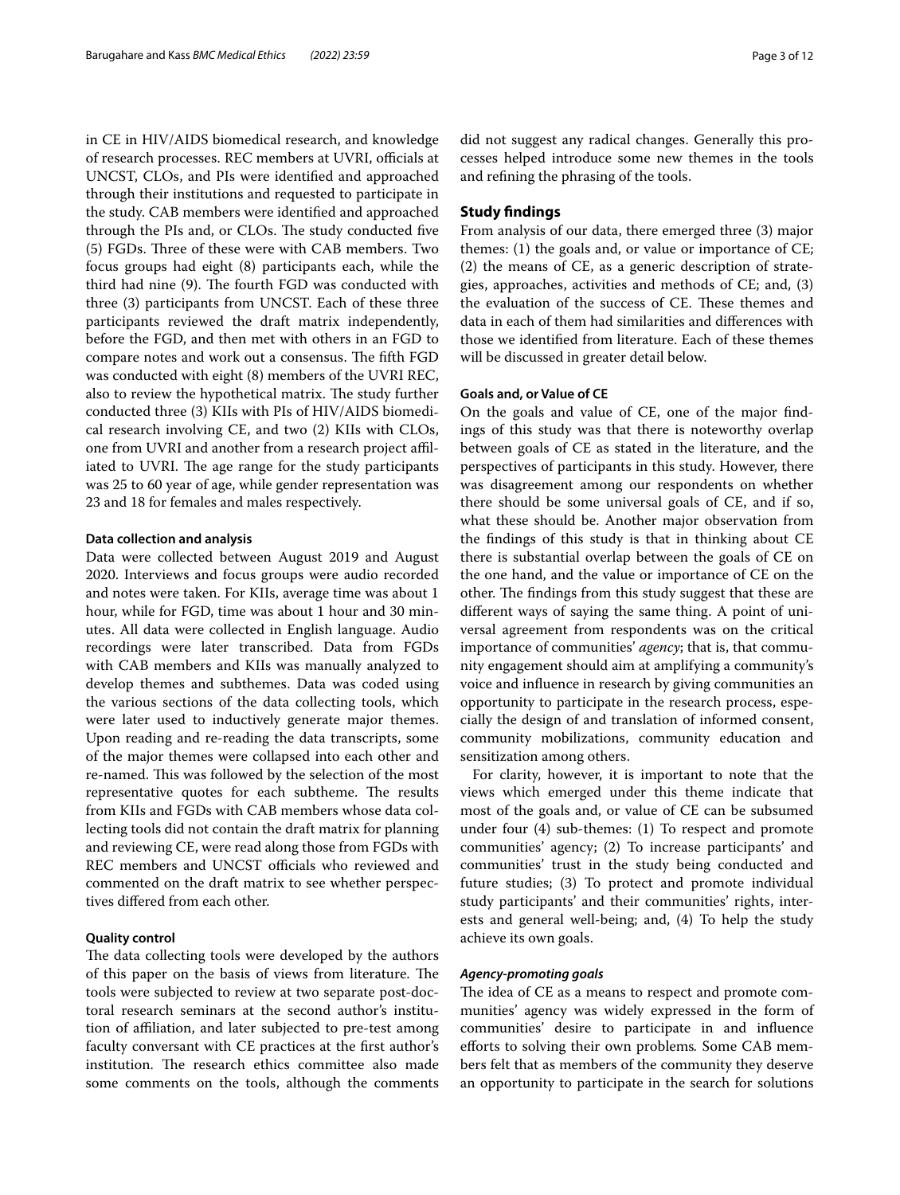in CE in HIV/AIDS biomedical research, and knowledge of research processes. REC members at UVRI, officials at UNCST, CLOs, and PIs were identified and approached through their institutions and requested to participate in the study. CAB members were identified and approached through the PIs and, or CLOs. The study conducted five (5) FGDs. Three of these were with CAB members. Two focus groups had eight (8) participants each, while the third had nine (9). The fourth FGD was conducted with three (3) participants from UNCST. Each of these three participants reviewed the draft matrix independently, before the FGD, and then met with others in an FGD to compare notes and work out a consensus. The fifth FGD was conducted with eight (8) members of the UVRI REC, also to review the hypothetical matrix. The study further conducted three (3) KIIs with PIs of HIV/AIDS biomedical research involving CE, and two (2) KIIs with CLOs, one from UVRI and another from a research project affiliated to UVRI. The age range for the study participants was 25 to 60 year of age, while gender representation was 23 and 18 for females and males respectively.

#### Data collection and analysis

Data were collected between August 2019 and August 2020. Interviews and focus groups were audio recorded and notes were taken. For KIIs, average time was about 1 hour, while for FGD, time was about 1 hour and 30 minutes. All data were collected in English language. Audio recordings were later transcribed. Data from FGDs with CAB members and KIIs was manually analyzed to develop themes and subthemes. Data was coded using the various sections of the data collecting tools, which were later used to inductively generate major themes. Upon reading and re-reading the data transcripts, some of the major themes were collapsed into each other and re-named. This was followed by the selection of the most representative quotes for each subtheme. The results from KIIs and FGDs with CAB members whose data collecting tools did not contain the draft matrix for planning and reviewing CE, were read along those from FGDs with REC members and UNCST officials who reviewed and commented on the draft matrix to see whether perspectives differed from each other.

#### Quality control

The data collecting tools were developed by the authors of this paper on the basis of views from literature. The tools were subjected to review at two separate post-doctoral research seminars at the second author's institution of affiliation, and later subjected to pre-test among faculty conversant with CE practices at the first author's institution. The research ethics committee also made some comments on the tools, although the comments did not suggest any radical changes. Generally this processes helped introduce some new themes in the tools and refining the phrasing of the tools.

## Study findings

From analysis of our data, there emerged three (3) major themes: (1) the goals and, or value or importance of CE; (2) the means of CE, as a generic description of strategies, approaches, activities and methods of CE; and, (3) the evaluation of the success of CE. These themes and data in each of them had similarities and differences with those we identified from literature. Each of these themes will be discussed in greater detail below.

#### Goals and, or Value of CE

On the goals and value of CE, one of the major findings of this study was that there is noteworthy overlap between goals of CE as stated in the literature, and the perspectives of participants in this study. However, there was disagreement among our respondents on whether there should be some universal goals of CE, and if so, what these should be. Another major observation from the findings of this study is that in thinking about CE there is substantial overlap between the goals of CE on the one hand, and the value or importance of CE on the other. The findings from this study suggest that these are different ways of saying the same thing. A point of universal agreement from respondents was on the critical importance of communities' *agency*; that is, that community engagement should aim at amplifying a community's voice and influence in research by giving communities an opportunity to participate in the research process, especially the design of and translation of informed consent, community mobilizations, community education and sensitization among others.

For clarity, however, it is important to note that the views which emerged under this theme indicate that most of the goals and, or value of CE can be subsumed under four (4) sub-themes: (1) To respect and promote communities' agency; (2) To increase participants' and communities' trust in the study being conducted and future studies; (3) To protect and promote individual study participants' and their communities' rights, interests and general well-being; and, (4) To help the study achieve its own goals.

#### *Agency-promoting goals*

The idea of CE as a means to respect and promote communities' agency was widely expressed in the form of communities' desire to participate in and influence efforts to solving their own problems. Some CAB members felt that as members of the community they deserve an opportunity to participate in the search for solutions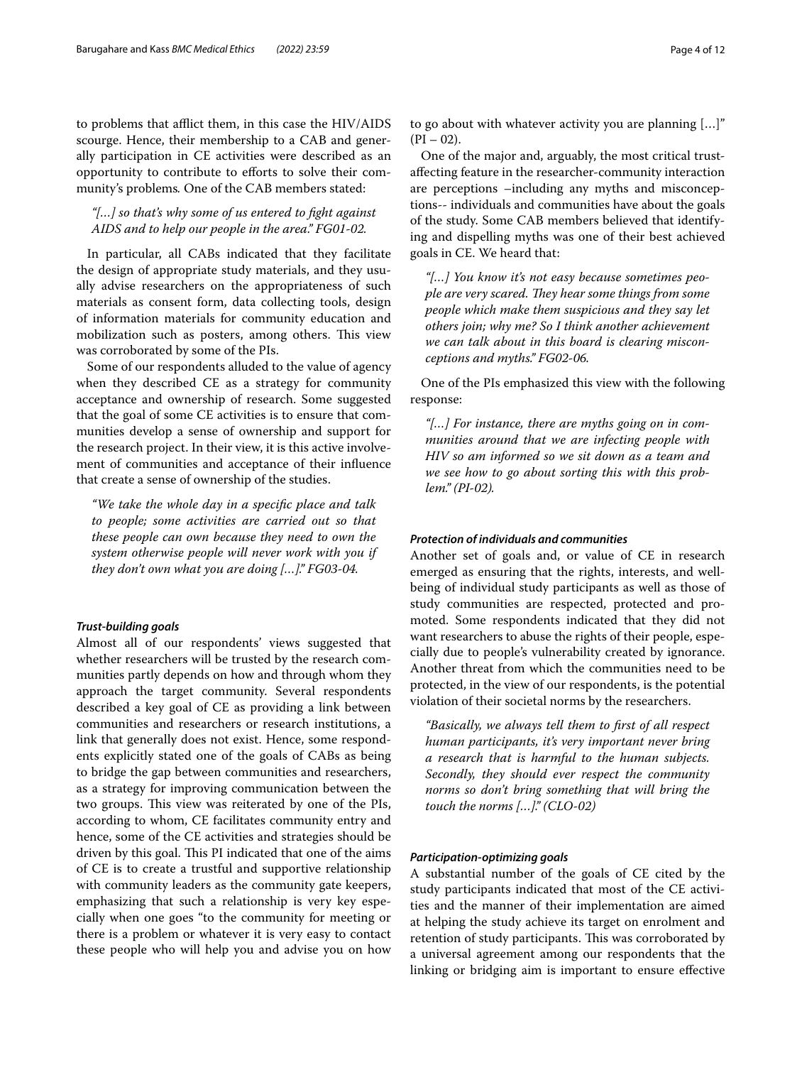to problems that afflict them, in this case the HIV/AIDS scourge. Hence, their membership to a CAB and generally participation in CE activities were described as an opportunity to contribute to efforts to solve their community's problems. One of the CAB members stated:

> *"[…] so that's why some of us entered to fight against AIDS and to help our people in the area." FG01-02.*

In particular, all CABs indicated that they facilitate the design of appropriate study materials, and they usually advise researchers on the appropriateness of such materials as consent form, data collecting tools, design of information materials for community education and mobilization such as posters, among others. This view was corroborated by some of the PIs.

Some of our respondents alluded to the value of agency when they described CE as a strategy for community acceptance and ownership of research. Some suggested that the goal of some CE activities is to ensure that communities develop a sense of ownership and support for the research project. In their view, it is this active involvement of communities and acceptance of their influence that create a sense of ownership of the studies.

> *"We take the whole day in a specific place and talk to people; some activities are carried out so that these people can own because they need to own the system otherwise people will never work with you if they don't own what you are doing […]." FG03-04.*

#### *Trust-building goals*

Almost all of our respondents' views suggested that whether researchers will be trusted by the research communities partly depends on how and through whom they approach the target community. Several respondents described a key goal of CE as providing a link between communities and researchers or research institutions, a link that generally does not exist. Hence, some respondents explicitly stated one of the goals of CABs as being to bridge the gap between communities and researchers, as a strategy for improving communication between the two groups. This view was reiterated by one of the PIs, according to whom, CE facilitates community entry and hence, some of the CE activities and strategies should be driven by this goal. This PI indicated that one of the aims of CE is to create a trustful and supportive relationship with community leaders as the community gate keepers, emphasizing that such a relationship is very key especially when one goes "to the community for meeting or there is a problem or whatever it is very easy to contact these people who will help you and advise you on how to go about with whatever activity you are planning […]" (PI – 02).

One of the major and, arguably, the most critical trust-affecting feature in the researcher-community interaction are perceptions –including any myths and misconceptions-- individuals and communities have about the goals of the study. Some CAB members believed that identifying and dispelling myths was one of their best achieved goals in CE. We heard that:

> *"[…] You know it's not easy because sometimes people are very scared. They hear some things from some people which make them suspicious and they say let others join; why me? So I think another achievement we can talk about in this board is clearing misconceptions and myths." FG02-06.*

One of the PIs emphasized this view with the following response:

> *"[…] For instance, there are myths going on in communities around that we are infecting people with HIV so am informed so we sit down as a team and we see how to go about sorting this with this problem." (PI-02).*

#### *Protection of individuals and communities*

Another set of goals and, or value of CE in research emerged as ensuring that the rights, interests, and wellbeing of individual study participants as well as those of study communities are respected, protected and promoted. Some respondents indicated that they did not want researchers to abuse the rights of their people, especially due to people's vulnerability created by ignorance. Another threat from which the communities need to be protected, in the view of our respondents, is the potential violation of their societal norms by the researchers.

> *"Basically, we always tell them to first of all respect human participants, it's very important never bring a research that is harmful to the human subjects. Secondly, they should ever respect the community norms so don't bring something that will bring the touch the norms […]." (CLO-02)*

#### *Participation-optimizing goals*

A substantial number of the goals of CE cited by the study participants indicated that most of the CE activities and the manner of their implementation are aimed at helping the study achieve its target on enrolment and retention of study participants. This was corroborated by a universal agreement among our respondents that the linking or bridging aim is important to ensure effective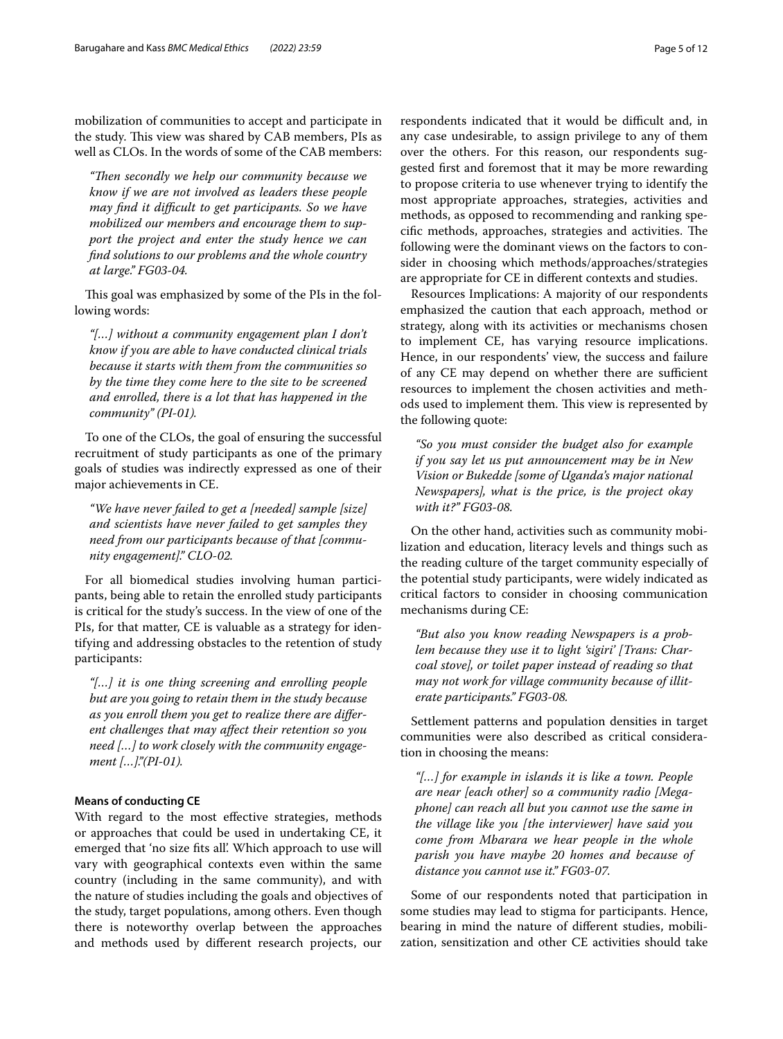mobilization of communities to accept and participate in the study. This view was shared by CAB members, PIs as well as CLOs. In the words of some of the CAB members:

> *"Then secondly we help our community because we know if we are not involved as leaders these people may find it difficult to get participants. So we have mobilized our members and encourage them to support the project and enter the study hence we can find solutions to our problems and the whole country at large." FG03-04.*

This goal was emphasized by some of the PIs in the following words:

> *"[…] without a community engagement plan I don't know if you are able to have conducted clinical trials because it starts with them from the communities so by the time they come here to the site to be screened and enrolled, there is a lot that has happened in the community" (PI-01).*

To one of the CLOs, the goal of ensuring the successful recruitment of study participants as one of the primary goals of studies was indirectly expressed as one of their major achievements in CE.

> *"We have never failed to get a [needed] sample [size] and scientists have never failed to get samples they need from our participants because of that [community engagement]." CLO-02.*

For all biomedical studies involving human participants, being able to retain the enrolled study participants is critical for the study's success. In the view of one of the PIs, for that matter, CE is valuable as a strategy for identifying and addressing obstacles to the retention of study participants:

> *"[…] it is one thing screening and enrolling people but are you going to retain them in the study because as you enroll them you get to realize there are different challenges that may affect their retention so you need […] to work closely with the community engagement […]."(PI-01).*

### Means of conducting CE

With regard to the most effective strategies, methods or approaches that could be used in undertaking CE, it emerged that 'no size fits all'. Which approach to use will vary with geographical contexts even within the same country (including in the same community), and with the nature of studies including the goals and objectives of the study, target populations, among others. Even though there is noteworthy overlap between the approaches and methods used by different research projects, our respondents indicated that it would be difficult and, in any case undesirable, to assign privilege to any of them over the others. For this reason, our respondents suggested first and foremost that it may be more rewarding to propose criteria to use whenever trying to identify the most appropriate approaches, strategies, activities and methods, as opposed to recommending and ranking specific methods, approaches, strategies and activities. The following were the dominant views on the factors to consider in choosing which methods/approaches/strategies are appropriate for CE in different contexts and studies.

Resources Implications: A majority of our respondents emphasized the caution that each approach, method or strategy, along with its activities or mechanisms chosen to implement CE, has varying resource implications. Hence, in our respondents' view, the success and failure of any CE may depend on whether there are sufficient resources to implement the chosen activities and methods used to implement them. This view is represented by the following quote:

> *"So you must consider the budget also for example if you say let us put announcement may be in New Vision or Bukedde [some of Uganda's major national Newspapers], what is the price, is the project okay with it?" FG03-08.*

On the other hand, activities such as community mobilization and education, literacy levels and things such as the reading culture of the target community especially of the potential study participants, were widely indicated as critical factors to consider in choosing communication mechanisms during CE:

> *"But also you know reading Newspapers is a problem because they use it to light 'sigiri' [Trans: Charcoal stove], or toilet paper instead of reading so that may not work for village community because of illiterate participants." FG03-08.*

Settlement patterns and population densities in target communities were also described as critical consideration in choosing the means:

> *"[…] for example in islands it is like a town. People are near [each other] so a community radio [Megaphone] can reach all but you cannot use the same in the village like you [the interviewer] have said you come from Mbarara we hear people in the whole parish you have maybe 20 homes and because of distance you cannot use it." FG03-07.*

Some of our respondents noted that participation in some studies may lead to stigma for participants. Hence, bearing in mind the nature of different studies, mobilization, sensitization and other CE activities should take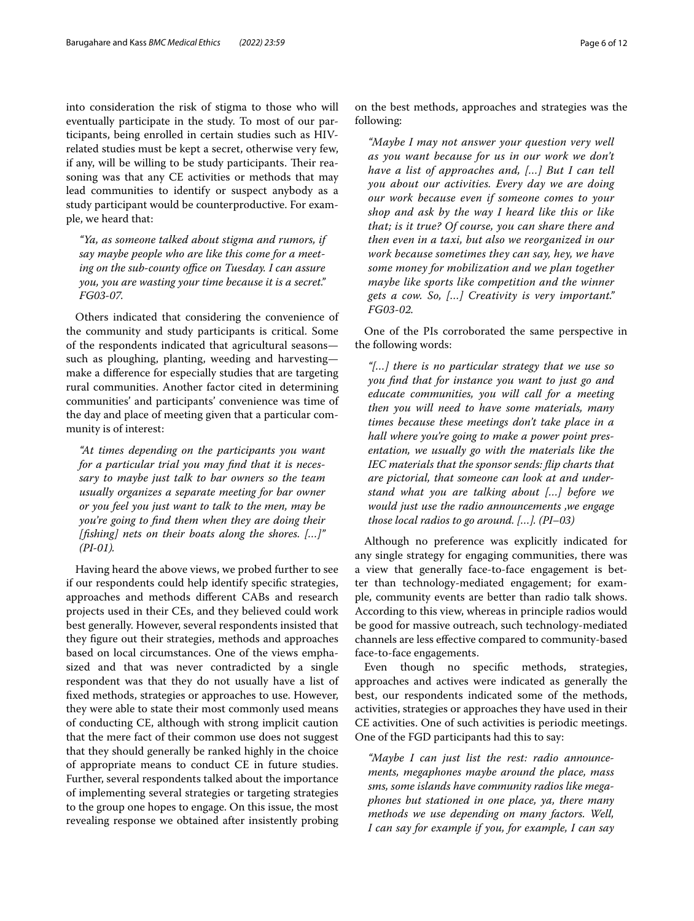into consideration the risk of stigma to those who will eventually participate in the study. To most of our participants, being enrolled in certain studies such as HIV-related studies must be kept a secret, otherwise very few, if any, will be willing to be study participants. Their reasoning was that any CE activities or methods that may lead communities to identify or suspect anybody as a study participant would be counterproductive. For example, we heard that:

> *"Ya, as someone talked about stigma and rumors, if say maybe people who are like this come for a meeting on the sub-county office on Tuesday. I can assure you, you are wasting your time because it is a secret." FG03-07.*

Others indicated that considering the convenience of the community and study participants is critical. Some of the respondents indicated that agricultural seasons—such as ploughing, planting, weeding and harvesting—make a difference for especially studies that are targeting rural communities. Another factor cited in determining communities' and participants' convenience was time of the day and place of meeting given that a particular community is of interest:

> *"At times depending on the participants you want for a particular trial you may find that it is necessary to maybe just talk to bar owners so the team usually organizes a separate meeting for bar owner or you feel you just want to talk to the men, may be you're going to find them when they are doing their [fishing] nets on their boats along the shores. […]" (PI-01).*

Having heard the above views, we probed further to see if our respondents could help identify specific strategies, approaches and methods different CABs and research projects used in their CEs, and they believed could work best generally. However, several respondents insisted that they figure out their strategies, methods and approaches based on local circumstances. One of the views emphasized and that was never contradicted by a single respondent was that they do not usually have a list of fixed methods, strategies or approaches to use. However, they were able to state their most commonly used means of conducting CE, although with strong implicit caution that the mere fact of their common use does not suggest that they should generally be ranked highly in the choice of appropriate means to conduct CE in future studies. Further, several respondents talked about the importance of implementing several strategies or targeting strategies to the group one hopes to engage. On this issue, the most revealing response we obtained after insistently probing on the best methods, approaches and strategies was the following:

> *"Maybe I may not answer your question very well as you want because for us in our work we don't have a list of approaches and, […] But I can tell you about our activities. Every day we are doing our work because even if someone comes to your shop and ask by the way I heard like this or like that; is it true? Of course, you can share there and then even in a taxi, but also we reorganized in our work because sometimes they can say, hey, we have some money for mobilization and we plan together maybe like sports like competition and the winner gets a cow. So, […] Creativity is very important." FG03-02.*

One of the PIs corroborated the same perspective in the following words:

> *"[…] there is no particular strategy that we use so you find that for instance you want to just go and educate communities, you will call for a meeting then you will need to have some materials, many times because these meetings don't take place in a hall where you're going to make a power point presentation, we usually go with the materials like the IEC materials that the sponsor sends: flip charts that are pictorial, that someone can look at and understand what you are talking about […] before we would just use the radio announcements ,we engage those local radios to go around. […]. (PI–03)*

Although no preference was explicitly indicated for any single strategy for engaging communities, there was a view that generally face-to-face engagement is better than technology-mediated engagement; for example, community events are better than radio talk shows. According to this view, whereas in principle radios would be good for massive outreach, such technology-mediated channels are less effective compared to community-based face-to-face engagements.

Even though no specific methods, strategies, approaches and actives were indicated as generally the best, our respondents indicated some of the methods, activities, strategies or approaches they have used in their CE activities. One of such activities is periodic meetings. One of the FGD participants had this to say:

> *"Maybe I can just list the rest: radio announcements, megaphones maybe around the place, mass sms, some islands have community radios like megaphones but stationed in one place, ya, there many methods we use depending on many factors. Well, I can say for example if you, for example, I can say*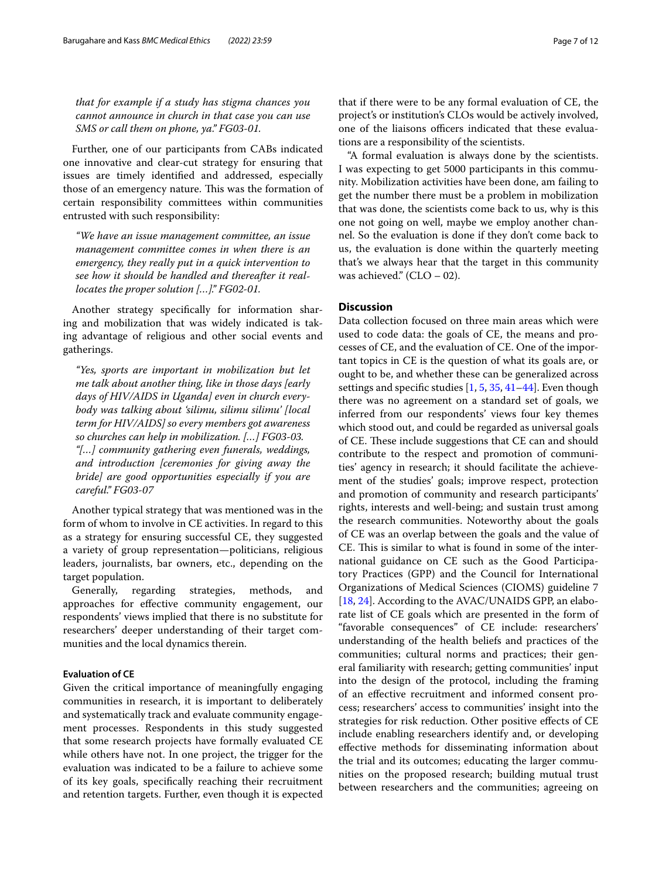*that for example if a study has stigma chances you cannot announce in church in that case you can use SMS or call them on phone, ya." FG03-01.*

Further, one of our participants from CABs indicated one innovative and clear-cut strategy for ensuring that issues are timely identified and addressed, especially those of an emergency nature. This was the formation of certain responsibility committees within communities entrusted with such responsibility:

> *"We have an issue management committee, an issue management committee comes in when there is an emergency, they really put in a quick intervention to see how it should be handled and thereafter it reallocates the proper solution […]." FG02-01.*

Another strategy specifically for information sharing and mobilization that was widely indicated is taking advantage of religious and other social events and gatherings.

> *"Yes, sports are important in mobilization but let me talk about another thing, like in those days [early days of HIV/AIDS in Uganda] even in church everybody was talking about 'silimu, silimu silimu' [local term for HIV/AIDS] so every members got awareness so churches can help in mobilization. […] FG03-03.*
>
> *"[…] community gathering even funerals, weddings, and introduction [ceremonies for giving away the bride] are good opportunities especially if you are careful." FG03-07*

Another typical strategy that was mentioned was in the form of whom to involve in CE activities. In regard to this as a strategy for ensuring successful CE, they suggested a variety of group representation—politicians, religious leaders, journalists, bar owners, etc., depending on the target population.

Generally, regarding strategies, methods, and approaches for effective community engagement, our respondents' views implied that there is no substitute for researchers' deeper understanding of their target communities and the local dynamics therein.

### Evaluation of CE

Given the critical importance of meaningfully engaging communities in research, it is important to deliberately and systematically track and evaluate community engagement processes. Respondents in this study suggested that some research projects have formally evaluated CE while others have not. In one project, the trigger for the evaluation was indicated to be a failure to achieve some of its key goals, specifically reaching their recruitment and retention targets. Further, even though it is expected that if there were to be any formal evaluation of CE, the project's or institution's CLOs would be actively involved, one of the liaisons officers indicated that these evaluations are a responsibility of the scientists.

"A formal evaluation is always done by the scientists. I was expecting to get 5000 participants in this community. Mobilization activities have been done, am failing to get the number there must be a problem in mobilization that was done, the scientists come back to us, why is this one not going on well, maybe we employ another channel. So the evaluation is done if they don't come back to us, the evaluation is done within the quarterly meeting that's we always hear that the target in this community was achieved." (CLO – 02).

## Discussion

Data collection focused on three main areas which were used to code data: the goals of CE, the means and processes of CE, and the evaluation of CE. One of the important topics in CE is the question of what its goals are, or ought to be, and whether these can be generalized across settings and specific studies [1, 5, 35, 41–44]. Even though there was no agreement on a standard set of goals, we inferred from our respondents' views four key themes which stood out, and could be regarded as universal goals of CE. These include suggestions that CE can and should contribute to the respect and promotion of communities' agency in research; it should facilitate the achievement of the studies' goals; improve respect, protection and promotion of community and research participants' rights, interests and well-being; and sustain trust among the research communities. Noteworthy about the goals of CE was an overlap between the goals and the value of CE. This is similar to what is found in some of the international guidance on CE such as the Good Participatory Practices (GPP) and the Council for International Organizations of Medical Sciences (CIOMS) guideline 7 [18, 24]. According to the AVAC/UNAIDS GPP, an elaborate list of CE goals which are presented in the form of "favorable consequences" of CE include: researchers' understanding of the health beliefs and practices of the communities; cultural norms and practices; their general familiarity with research; getting communities' input into the design of the protocol, including the framing of an effective recruitment and informed consent process; researchers' access to communities' insight into the strategies for risk reduction. Other positive effects of CE include enabling researchers identify and, or developing effective methods for disseminating information about the trial and its outcomes; educating the larger communities on the proposed research; building mutual trust between researchers and the communities; agreeing on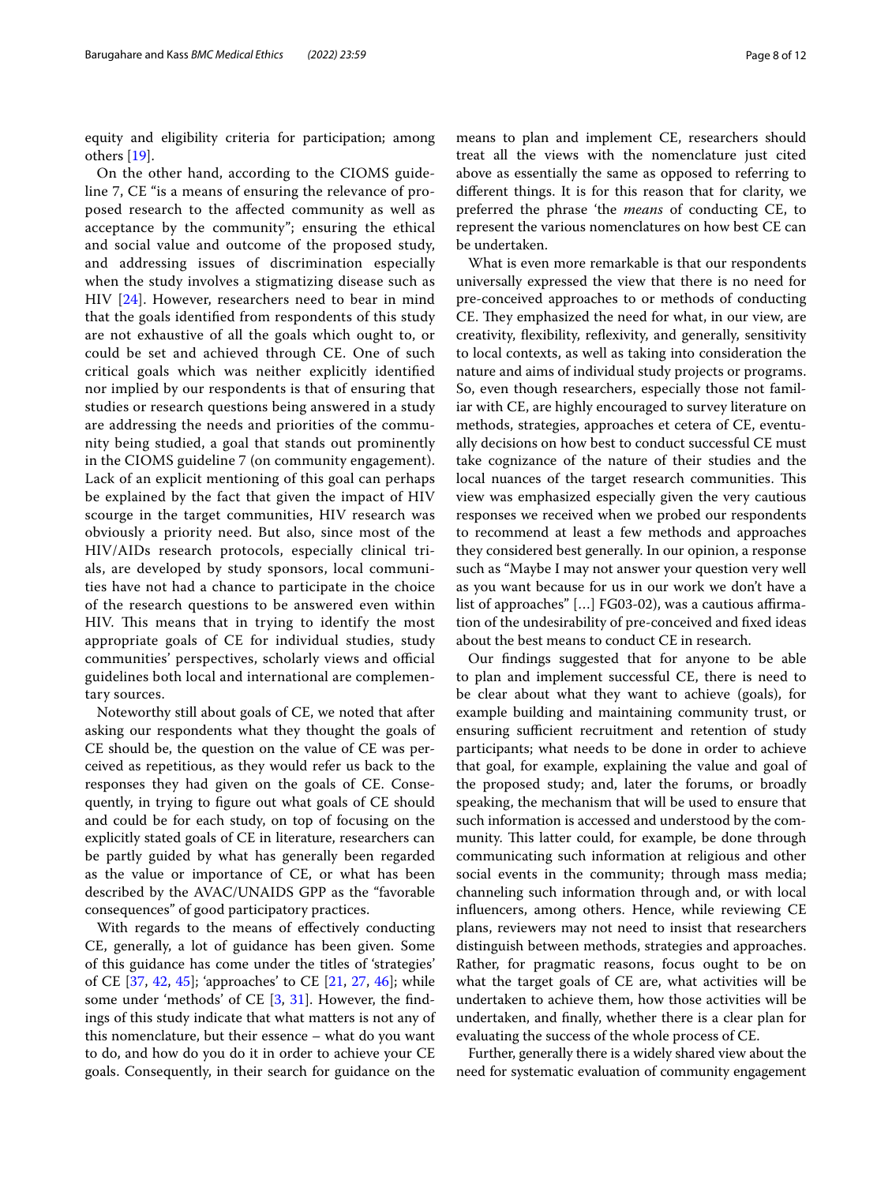equity and eligibility criteria for participation; among others [19].

On the other hand, according to the CIOMS guideline 7, CE "is a means of ensuring the relevance of proposed research to the affected community as well as acceptance by the community"; ensuring the ethical and social value and outcome of the proposed study, and addressing issues of discrimination especially when the study involves a stigmatizing disease such as HIV [24]. However, researchers need to bear in mind that the goals identified from respondents of this study are not exhaustive of all the goals which ought to, or could be set and achieved through CE. One of such critical goals which was neither explicitly identified nor implied by our respondents is that of ensuring that studies or research questions being answered in a study are addressing the needs and priorities of the community being studied, a goal that stands out prominently in the CIOMS guideline 7 (on community engagement). Lack of an explicit mentioning of this goal can perhaps be explained by the fact that given the impact of HIV scourge in the target communities, HIV research was obviously a priority need. But also, since most of the HIV/AIDs research protocols, especially clinical trials, are developed by study sponsors, local communities have not had a chance to participate in the choice of the research questions to be answered even within HIV. This means that in trying to identify the most appropriate goals of CE for individual studies, study communities' perspectives, scholarly views and official guidelines both local and international are complementary sources.

Noteworthy still about goals of CE, we noted that after asking our respondents what they thought the goals of CE should be, the question on the value of CE was perceived as repetitious, as they would refer us back to the responses they had given on the goals of CE. Consequently, in trying to figure out what goals of CE should and could be for each study, on top of focusing on the explicitly stated goals of CE in literature, researchers can be partly guided by what has generally been regarded as the value or importance of CE, or what has been described by the AVAC/UNAIDS GPP as the "favorable consequences" of good participatory practices.

With regards to the means of effectively conducting CE, generally, a lot of guidance has been given. Some of this guidance has come under the titles of 'strategies' of CE [37, 42, 45]; 'approaches' to CE [21, 27, 46]; while some under 'methods' of CE [3, 31]. However, the findings of this study indicate that what matters is not any of this nomenclature, but their essence – what do you want to do, and how do you do it in order to achieve your CE goals. Consequently, in their search for guidance on the means to plan and implement CE, researchers should treat all the views with the nomenclature just cited above as essentially the same as opposed to referring to different things. It is for this reason that for clarity, we preferred the phrase 'the *means* of conducting CE, to represent the various nomenclatures on how best CE can be undertaken.

What is even more remarkable is that our respondents universally expressed the view that there is no need for pre-conceived approaches to or methods of conducting CE. They emphasized the need for what, in our view, are creativity, flexibility, reflexivity, and generally, sensitivity to local contexts, as well as taking into consideration the nature and aims of individual study projects or programs. So, even though researchers, especially those not familiar with CE, are highly encouraged to survey literature on methods, strategies, approaches et cetera of CE, eventually decisions on how best to conduct successful CE must take cognizance of the nature of their studies and the local nuances of the target research communities. This view was emphasized especially given the very cautious responses we received when we probed our respondents to recommend at least a few methods and approaches they considered best generally. In our opinion, a response such as "Maybe I may not answer your question very well as you want because for us in our work we don't have a list of approaches" […] FG03-02), was a cautious affirmation of the undesirability of pre-conceived and fixed ideas about the best means to conduct CE in research.

Our findings suggested that for anyone to be able to plan and implement successful CE, there is need to be clear about what they want to achieve (goals), for example building and maintaining community trust, or ensuring sufficient recruitment and retention of study participants; what needs to be done in order to achieve that goal, for example, explaining the value and goal of the proposed study; and, later the forums, or broadly speaking, the mechanism that will be used to ensure that such information is accessed and understood by the community. This latter could, for example, be done through communicating such information at religious and other social events in the community; through mass media; channeling such information through and, or with local influencers, among others. Hence, while reviewing CE plans, reviewers may not need to insist that researchers distinguish between methods, strategies and approaches. Rather, for pragmatic reasons, focus ought to be on what the target goals of CE are, what activities will be undertaken to achieve them, how those activities will be undertaken, and finally, whether there is a clear plan for evaluating the success of the whole process of CE.

Further, generally there is a widely shared view about the need for systematic evaluation of community engagement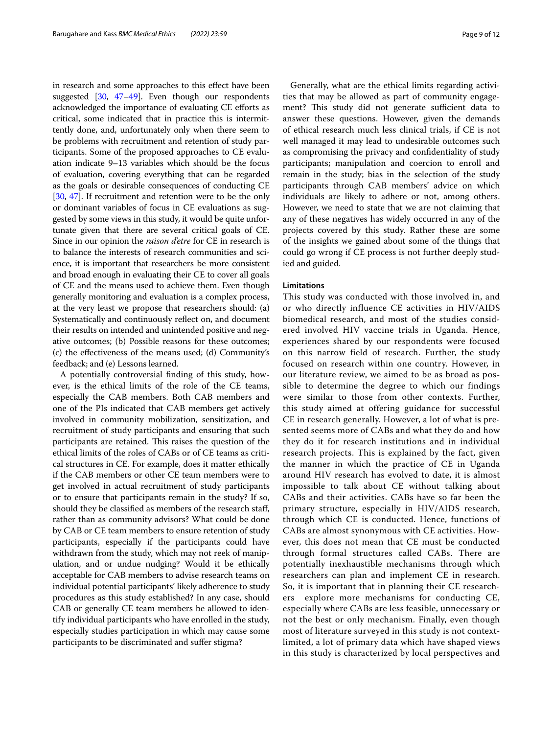in research and some approaches to this effect have been suggested [30, 47–49]. Even though our respondents acknowledged the importance of evaluating CE efforts as critical, some indicated that in practice this is intermittently done, and, unfortunately only when there seem to be problems with recruitment and retention of study participants. Some of the proposed approaches to CE evaluation indicate 9–13 variables which should be the focus of evaluation, covering everything that can be regarded as the goals or desirable consequences of conducting CE [30, 47]. If recruitment and retention were to be the only or dominant variables of focus in CE evaluations as suggested by some views in this study, it would be quite unfortunate given that there are several critical goals of CE. Since in our opinion the *raison d'etre* for CE in research is to balance the interests of research communities and science, it is important that researchers be more consistent and broad enough in evaluating their CE to cover all goals of CE and the means used to achieve them. Even though generally monitoring and evaluation is a complex process, at the very least we propose that researchers should: (a) Systematically and continuously reflect on, and document their results on intended and unintended positive and negative outcomes; (b) Possible reasons for these outcomes; (c) the effectiveness of the means used; (d) Community's feedback; and (e) Lessons learned.

A potentially controversial finding of this study, however, is the ethical limits of the role of the CE teams, especially the CAB members. Both CAB members and one of the PIs indicated that CAB members get actively involved in community mobilization, sensitization, and recruitment of study participants and ensuring that such participants are retained. This raises the question of the ethical limits of the roles of CABs or of CE teams as critical structures in CE. For example, does it matter ethically if the CAB members or other CE team members were to get involved in actual recruitment of study participants or to ensure that participants remain in the study? If so, should they be classified as members of the research staff, rather than as community advisors? What could be done by CAB or CE team members to ensure retention of study participants, especially if the participants could have withdrawn from the study, which may not reek of manipulation, and or undue nudging? Would it be ethically acceptable for CAB members to advise research teams on individual potential participants' likely adherence to study procedures as this study established? In any case, should CAB or generally CE team members be allowed to identify individual participants who have enrolled in the study, especially studies participation in which may cause some participants to be discriminated and suffer stigma?

Generally, what are the ethical limits regarding activities that may be allowed as part of community engagement? This study did not generate sufficient data to answer these questions. However, given the demands of ethical research much less clinical trials, if CE is not well managed it may lead to undesirable outcomes such as compromising the privacy and confidentiality of study participants; manipulation and coercion to enroll and remain in the study; bias in the selection of the study participants through CAB members' advice on which individuals are likely to adhere or not, among others. However, we need to state that we are not claiming that any of these negatives has widely occurred in any of the projects covered by this study. Rather these are some of the insights we gained about some of the things that could go wrong if CE process is not further deeply studied and guided.

## Limitations

This study was conducted with those involved in, and or who directly influence CE activities in HIV/AIDS biomedical research, and most of the studies considered involved HIV vaccine trials in Uganda. Hence, experiences shared by our respondents were focused on this narrow field of research. Further, the study focused on research within one country. However, in our literature review, we aimed to be as broad as possible to determine the degree to which our findings were similar to those from other contexts. Further, this study aimed at offering guidance for successful CE in research generally. However, a lot of what is presented seems more of CABs and what they do and how they do it for research institutions and in individual research projects. This is explained by the fact, given the manner in which the practice of CE in Uganda around HIV research has evolved to date, it is almost impossible to talk about CE without talking about CABs and their activities. CABs have so far been the primary structure, especially in HIV/AIDS research, through which CE is conducted. Hence, functions of CABs are almost synonymous with CE activities. However, this does not mean that CE must be conducted through formal structures called CABs. There are potentially inexhaustible mechanisms through which researchers can plan and implement CE in research. So, it is important that in planning their CE researchers explore more mechanisms for conducting CE, especially where CABs are less feasible, unnecessary or not the best or only mechanism. Finally, even though most of literature surveyed in this study is not context-limited, a lot of primary data which have shaped views in this study is characterized by local perspectives and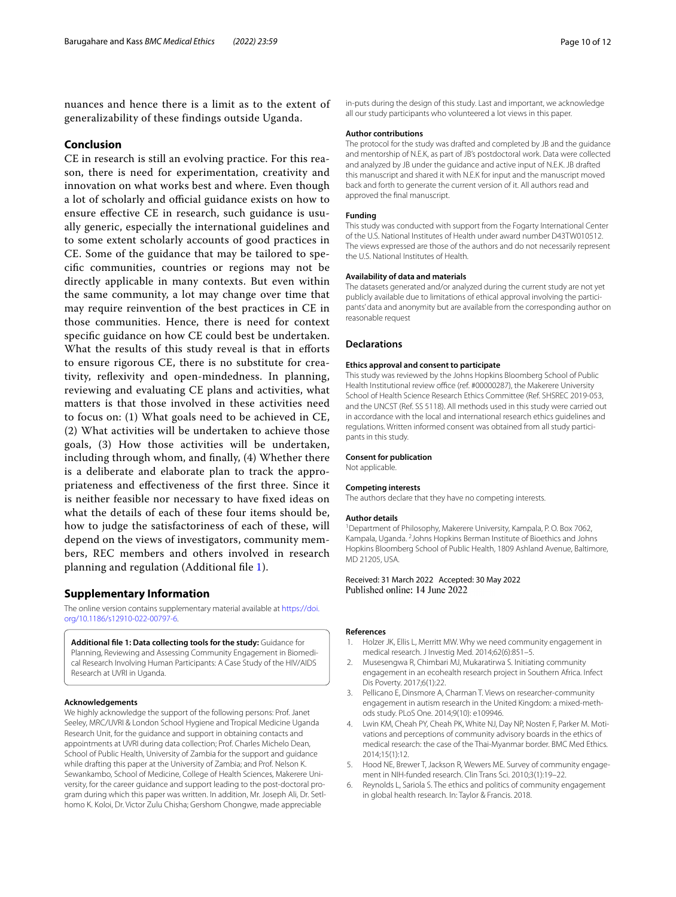nuances and hence there is a limit as to the extent of generalizability of these findings outside Uganda.

## Conclusion

CE in research is still an evolving practice. For this reason, there is need for experimentation, creativity and innovation on what works best and where. Even though a lot of scholarly and official guidance exists on how to ensure effective CE in research, such guidance is usually generic, especially the international guidelines and to some extent scholarly accounts of good practices in CE. Some of the guidance that may be tailored to specific communities, countries or regions may not be directly applicable in many contexts. But even within the same community, a lot may change over time that may require reinvention of the best practices in CE in those communities. Hence, there is need for context specific guidance on how CE could best be undertaken. What the results of this study reveal is that in efforts to ensure rigorous CE, there is no substitute for creativity, reflexivity and open-mindedness. In planning, reviewing and evaluating CE plans and activities, what matters is that those involved in these activities need to focus on: (1) What goals need to be achieved in CE, (2) What activities will be undertaken to achieve those goals, (3) How those activities will be undertaken, including through whom, and finally, (4) Whether there is a deliberate and elaborate plan to track the appropriateness and effectiveness of the first three. Since it is neither feasible nor necessary to have fixed ideas on what the details of each of these four items should be, how to judge the satisfactoriness of each of these, will depend on the views of investigators, community members, REC members and others involved in research planning and regulation (Additional file 1).

## Supplementary Information

The online version contains supplementary material available at https://doi.org/10.1186/s12910-022-00797-6.

**Additional file 1: Data collecting tools for the study:** Guidance for Planning, Reviewing and Assessing Community Engagement in Biomedical Research Involving Human Participants: A Case Study of the HIV/AIDS Research at UVRI in Uganda.

### Acknowledgements

We highly acknowledge the support of the following persons: Prof. Janet Seeley, MRC/UVRI & London School Hygiene and Tropical Medicine Uganda Research Unit, for the guidance and support in obtaining contacts and appointments at UVRI during data collection; Prof. Charles Michelo Dean, School of Public Health, University of Zambia for the support and guidance while drafting this paper at the University of Zambia; and Prof. Nelson K. Sewankambo, School of Medicine, College of Health Sciences, Makerere University, for the career guidance and support leading to the post-doctoral program during which this paper was written. In addition, Mr. Joseph Ali, Dr. Setlhomo K. Koloi, Dr. Victor Zulu Chisha; Gershom Chongwe, made appreciable in-puts during the design of this study. Last and important, we acknowledge all our study participants who volunteered a lot views in this paper.

### Author contributions

The protocol for the study was drafted and completed by JB and the guidance and mentorship of N.E.K, as part of JB's postdoctoral work. Data were collected and analyzed by JB under the guidance and active input of N.E.K. JB drafted this manuscript and shared it with N.E.K for input and the manuscript moved back and forth to generate the current version of it. All authors read and approved the final manuscript.

### Funding

This study was conducted with support from the Fogarty International Center of the U.S. National Institutes of Health under award number D43TW010512. The views expressed are those of the authors and do not necessarily represent the U.S. National Institutes of Health.

### Availability of data and materials

The datasets generated and/or analyzed during the current study are not yet publicly available due to limitations of ethical approval involving the participants' data and anonymity but are available from the corresponding author on reasonable request

## Declarations

### Ethics approval and consent to participate

This study was reviewed by the Johns Hopkins Bloomberg School of Public Health Institutional review office (ref. #00000287), the Makerere University School of Health Science Research Ethics Committee (Ref. SHSREC 2019-053, and the UNCST (Ref. SS 5118). All methods used in this study were carried out in accordance with the local and international research ethics guidelines and regulations. Written informed consent was obtained from all study participants in this study.

### Consent for publication

Not applicable.

### Competing interests

The authors declare that they have no competing interests.

### Author details

[1]Department of Philosophy, Makerere University, Kampala, P. O. Box 7062, Kampala, Uganda. [2]Johns Hopkins Berman Institute of Bioethics and Johns Hopkins Bloomberg School of Public Health, 1809 Ashland Avenue, Baltimore, MD 21205, USA.

Received: 31 March 2022 Accepted: 30 May 2022
Published online: 14 June 2022

### References

1. Holzer JK, Ellis L, Merritt MW. Why we need community engagement in medical research. J Investig Med. 2014;62(6):851–5.
2. Musesengwa R, Chimbari MJ, Mukaratirwa S. Initiating community engagement in an ecohealth research project in Southern Africa. Infect Dis Poverty. 2017;6(1):22.
3. Pellicano E, Dinsmore A, Charman T. Views on researcher-community engagement in autism research in the United Kingdom: a mixed-methods study. PLoS One. 2014;9(10): e109946.
4. Lwin KM, Cheah PY, Cheah PK, White NJ, Day NP, Nosten F, Parker M. Motivations and perceptions of community advisory boards in the ethics of medical research: the case of the Thai-Myanmar border. BMC Med Ethics. 2014;15(1):12.
5. Hood NE, Brewer T, Jackson R, Wewers ME. Survey of community engagement in NIH-funded research. Clin Trans Sci. 2010;3(1):19–22.
6. Reynolds L, Sariola S. The ethics and politics of community engagement in global health research. In: Taylor & Francis. 2018.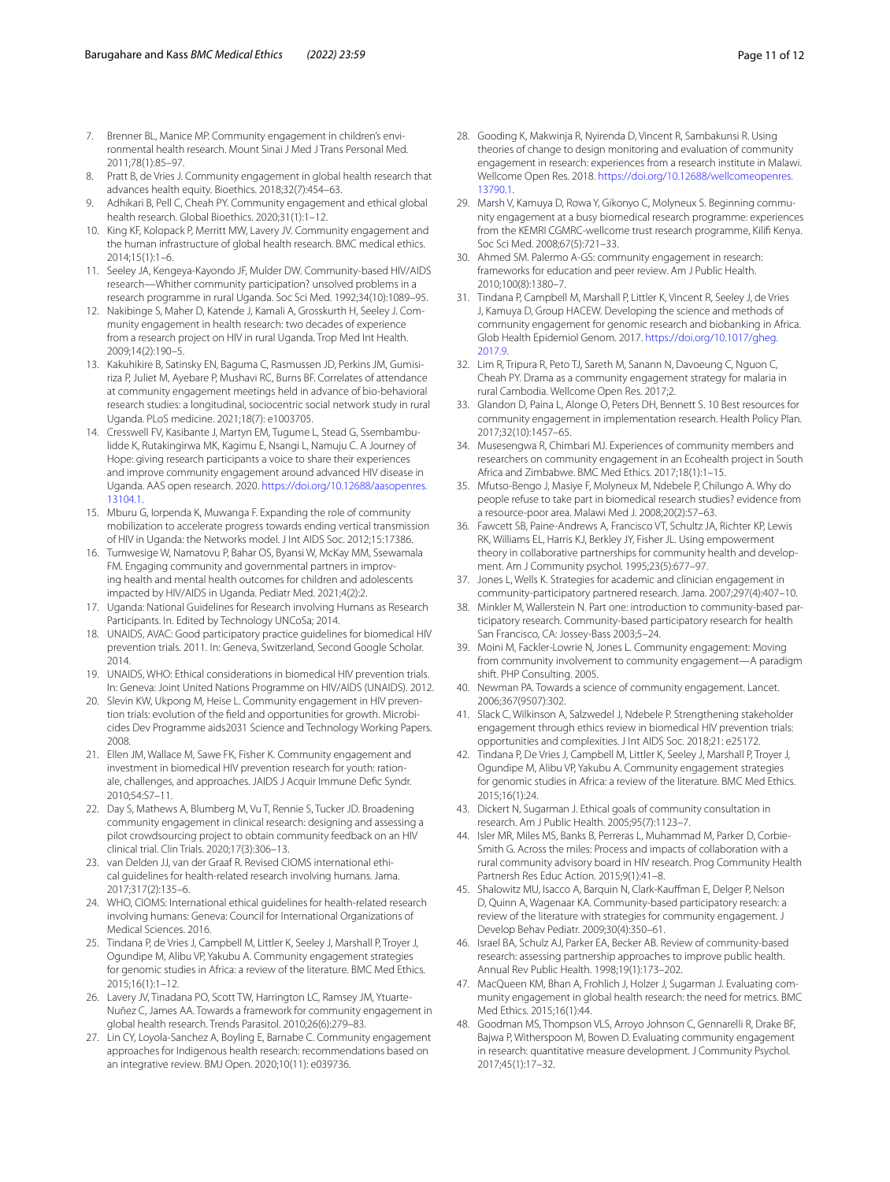7. Brenner BL, Manice MP. Community engagement in children's environmental health research. Mount Sinai J Med J Trans Personal Med. 2011;78(1):85–97.
8. Pratt B, de Vries J. Community engagement in global health research that advances health equity. Bioethics. 2018;32(7):454–63.
9. Adhikari B, Pell C, Cheah PY. Community engagement and ethical global health research. Global Bioethics. 2020;31(1):1–12.
10. King KF, Kolopack P, Merritt MW, Lavery JV. Community engagement and the human infrastructure of global health research. BMC medical ethics. 2014;15(1):1–6.
11. Seeley JA, Kengeya-Kayondo JF, Mulder DW. Community-based HIV/AIDS research—Whither community participation? unsolved problems in a research programme in rural Uganda. Soc Sci Med. 1992;34(10):1089–95.
12. Nakibinge S, Maher D, Katende J, Kamali A, Grosskurth H, Seeley J. Community engagement in health research: two decades of experience from a research project on HIV in rural Uganda. Trop Med Int Health. 2009;14(2):190–5.
13. Kakuhikire B, Satinsky EN, Baguma C, Rasmussen JD, Perkins JM, Gumisiriza P, Juliet M, Ayebare P, Mushavi RC, Burns BF. Correlates of attendance at community engagement meetings held in advance of bio-behavioral research studies: a longitudinal, sociocentric social network study in rural Uganda. PLoS medicine. 2021;18(7): e1003705.
14. Cresswell FV, Kasibante J, Martyn EM, Tugume L, Stead G, Ssembambulidde K, Rutakingirwa MK, Kagimu E, Nsangi L, Namuju C. A Journey of Hope: giving research participants a voice to share their experiences and improve community engagement around advanced HIV disease in Uganda. AAS open research. 2020. https://doi.org/10.12688/aasopenres.13104.1.
15. Mburu G, Iorpenda K, Muwanga F. Expanding the role of community mobilization to accelerate progress towards ending vertical transmission of HIV in Uganda: the Networks model. J Int AIDS Soc. 2012;15:17386.
16. Tumwesige W, Namatovu P, Bahar OS, Byansi W, McKay MM, Ssewamala FM. Engaging community and governmental partners in improving health and mental health outcomes for children and adolescents impacted by HIV/AIDS in Uganda. Pediatr Med. 2021;4(2):2.
17. Uganda: National Guidelines for Research involving Humans as Research Participants. In. Edited by Technology UNCoSa; 2014.
18. UNAIDS, AVAC: Good participatory practice guidelines for biomedical HIV prevention trials. 2011. In: Geneva, Switzerland, Second Google Scholar. 2014.
19. UNAIDS, WHO: Ethical considerations in biomedical HIV prevention trials. In: Geneva: Joint United Nations Programme on HIV/AIDS (UNAIDS). 2012.
20. Slevin KW, Ukpong M, Heise L. Community engagement in HIV prevention trials: evolution of the field and opportunities for growth. Microbicides Dev Programme aids2031 Science and Technology Working Papers. 2008.
21. Ellen JM, Wallace M, Sawe FK, Fisher K. Community engagement and investment in biomedical HIV prevention research for youth: rationale, challenges, and approaches. JAIDS J Acquir Immune Defic Syndr. 2010;54:S7–11.
22. Day S, Mathews A, Blumberg M, Vu T, Rennie S, Tucker JD. Broadening community engagement in clinical research: designing and assessing a pilot crowdsourcing project to obtain community feedback on an HIV clinical trial. Clin Trials. 2020;17(3):306–13.
23. van Delden JJ, van der Graaf R. Revised CIOMS international ethical guidelines for health-related research involving humans. Jama. 2017;317(2):135–6.
24. WHO, CIOMS: International ethical guidelines for health-related research involving humans: Geneva: Council for International Organizations of Medical Sciences. 2016.
25. Tindana P, de Vries J, Campbell M, Littler K, Seeley J, Marshall P, Troyer J, Ogundipe M, Alibu VP, Yakubu A. Community engagement strategies for genomic studies in Africa: a review of the literature. BMC Med Ethics. 2015;16(1):1–12.
26. Lavery JV, Tinadana PO, Scott TW, Harrington LC, Ramsey JM, Ytuarte-Nuñez C, James AA. Towards a framework for community engagement in global health research. Trends Parasitol. 2010;26(6):279–83.
27. Lin CY, Loyola-Sanchez A, Boyling E, Barnabe C. Community engagement approaches for Indigenous health research: recommendations based on an integrative review. BMJ Open. 2020;10(11): e039736.
28. Gooding K, Makwinja R, Nyirenda D, Vincent R, Sambakunsi R. Using theories of change to design monitoring and evaluation of community engagement in research: experiences from a research institute in Malawi. Wellcome Open Res. 2018. https://doi.org/10.12688/wellcomeopenres.13790.1.
29. Marsh V, Kamuya D, Rowa Y, Gikonyo C, Molyneux S. Beginning community engagement at a busy biomedical research programme: experiences from the KEMRI CGMRC-wellcome trust research programme, Kilifi Kenya. Soc Sci Med. 2008;67(5):721–33.
30. Ahmed SM. Palermo A-GS: community engagement in research: frameworks for education and peer review. Am J Public Health. 2010;100(8):1380–7.
31. Tindana P, Campbell M, Marshall P, Littler K, Vincent R, Seeley J, de Vries J, Kamuya D, Group HACEW. Developing the science and methods of community engagement for genomic research and biobanking in Africa. Glob Health Epidemiol Genom. 2017. https://doi.org/10.1017/gheg.2017.9.
32. Lim R, Tripura R, Peto TJ, Sareth M, Sanann N, Davoeung C, Nguon C, Cheah PY. Drama as a community engagement strategy for malaria in rural Cambodia. Wellcome Open Res. 2017;2.
33. Glandon D, Paina L, Alonge O, Peters DH, Bennett S. 10 Best resources for community engagement in implementation research. Health Policy Plan. 2017;32(10):1457–65.
34. Musesengwa R, Chimbari MJ. Experiences of community members and researchers on community engagement in an Ecohealth project in South Africa and Zimbabwe. BMC Med Ethics. 2017;18(1):1–15.
35. Mfutso-Bengo J, Masiye F, Molyneux M, Ndebele P, Chilungo A. Why do people refuse to take part in biomedical research studies? evidence from a resource-poor area. Malawi Med J. 2008;20(2):57–63.
36. Fawcett SB, Paine-Andrews A, Francisco VT, Schultz JA, Richter KP, Lewis RK, Williams EL, Harris KJ, Berkley JY, Fisher JL. Using empowerment theory in collaborative partnerships for community health and development. Am J Community psychol. 1995;23(5):677–97.
37. Jones L, Wells K. Strategies for academic and clinician engagement in community-participatory partnered research. Jama. 2007;297(4):407–10.
38. Minkler M, Wallerstein N. Part one: introduction to community-based participatory research. Community-based participatory research for health San Francisco, CA: Jossey-Bass 2003;5–24.
39. Moini M, Fackler-Lowrie N, Jones L. Community engagement: Moving from community involvement to community engagement—A paradigm shift. PHP Consulting. 2005.
40. Newman PA. Towards a science of community engagement. Lancet. 2006;367(9507):302.
41. Slack C, Wilkinson A, Salzwedel J, Ndebele P. Strengthening stakeholder engagement through ethics review in biomedical HIV prevention trials: opportunities and complexities. J Int AIDS Soc. 2018;21: e25172.
42. Tindana P, De Vries J, Campbell M, Littler K, Seeley J, Marshall P, Troyer J, Ogundipe M, Alibu VP, Yakubu A. Community engagement strategies for genomic studies in Africa: a review of the literature. BMC Med Ethics. 2015;16(1):24.
43. Dickert N, Sugarman J. Ethical goals of community consultation in research. Am J Public Health. 2005;95(7):1123–7.
44. Isler MR, Miles MS, Banks B, Perreras L, Muhammad M, Parker D, Corbie-Smith G. Across the miles: Process and impacts of collaboration with a rural community advisory board in HIV research. Prog Community Health Partnersh Res Educ Action. 2015;9(1):41–8.
45. Shalowitz MU, Isacco A, Barquin N, Clark-Kauffman E, Delger P, Nelson D, Quinn A, Wagenaar KA. Community-based participatory research: a review of the literature with strategies for community engagement. J Develop Behav Pediatr. 2009;30(4):350–61.
46. Israel BA, Schulz AJ, Parker EA, Becker AB. Review of community-based research: assessing partnership approaches to improve public health. Annual Rev Public Health. 1998;19(1):173–202.
47. MacQueen KM, Bhan A, Frohlich J, Holzer J, Sugarman J. Evaluating community engagement in global health research: the need for metrics. BMC Med Ethics. 2015;16(1):44.
48. Goodman MS, Thompson VLS, Arroyo Johnson C, Gennarelli R, Drake BF, Bajwa P, Witherspoon M, Bowen D. Evaluating community engagement in research: quantitative measure development. J Community Psychol. 2017;45(1):17–32.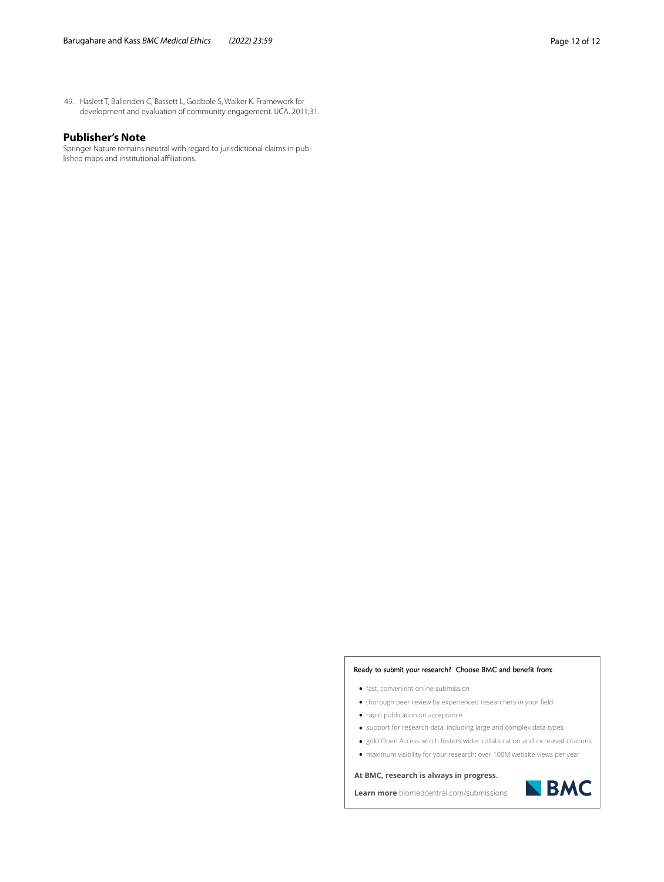49. Haslett T, Ballenden C, Bassett L, Godbole S, Walker K. Framework for development and evaluation of community engagement. IJCA. 2011;31.

## Publisher's Note

Springer Nature remains neutral with regard to jurisdictional claims in published maps and institutional affiliations.

Ready to submit your research? Choose BMC and benefit from:

- fast, convenient online submission
- thorough peer review by experienced researchers in your field
- rapid publication on acceptance
- support for research data, including large and complex data types
- gold Open Access which fosters wider collaboration and increased citations
- maximum visibility for your research: over 100M website views per year

**At BMC, research is always in progress.**

**Learn more** biomedcentral.com/submissions

BMC